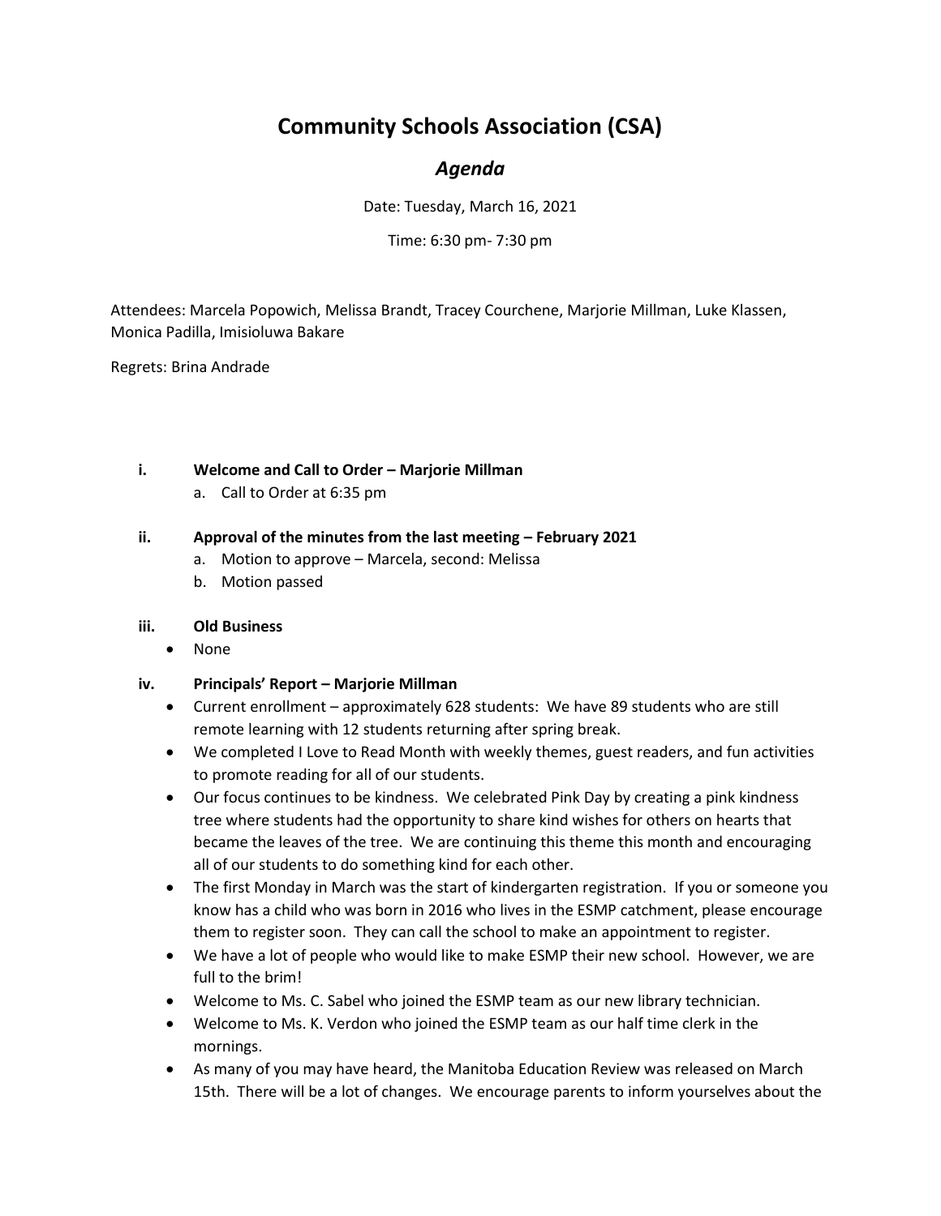# Community Schools Association (CSA)

## *Agenda*

Date: Tuesday, March 16, 2021

Time: 6:30 pm- 7:30 pm

Attendees: Marcela Popowich, Melissa Brandt, Tracey Courchene, Marjorie Millman, Luke Klassen, Monica Padilla, Imisioluwa Bakare

Regrets: Brina Andrade

i. **Welcome and Call to Order – Marjorie Millman**
   a. Call to Order at 6:35 pm

ii. **Approval of the minutes from the last meeting – February 2021**
   a. Motion to approve – Marcela, second: Melissa
   b. Motion passed

iii. **Old Business**
   - None

iv. **Principals' Report – Marjorie Millman**
   - Current enrollment – approximately 628 students: We have 89 students who are still remote learning with 12 students returning after spring break.
   - We completed I Love to Read Month with weekly themes, guest readers, and fun activities to promote reading for all of our students.
   - Our focus continues to be kindness. We celebrated Pink Day by creating a pink kindness tree where students had the opportunity to share kind wishes for others on hearts that became the leaves of the tree. We are continuing this theme this month and encouraging all of our students to do something kind for each other.
   - The first Monday in March was the start of kindergarten registration. If you or someone you know has a child who was born in 2016 who lives in the ESMP catchment, please encourage them to register soon. They can call the school to make an appointment to register.
   - We have a lot of people who would like to make ESMP their new school. However, we are full to the brim!
   - Welcome to Ms. C. Sabel who joined the ESMP team as our new library technician.
   - Welcome to Ms. K. Verdon who joined the ESMP team as our half time clerk in the mornings.
   - As many of you may have heard, the Manitoba Education Review was released on March 15th. There will be a lot of changes. We encourage parents to inform yourselves about the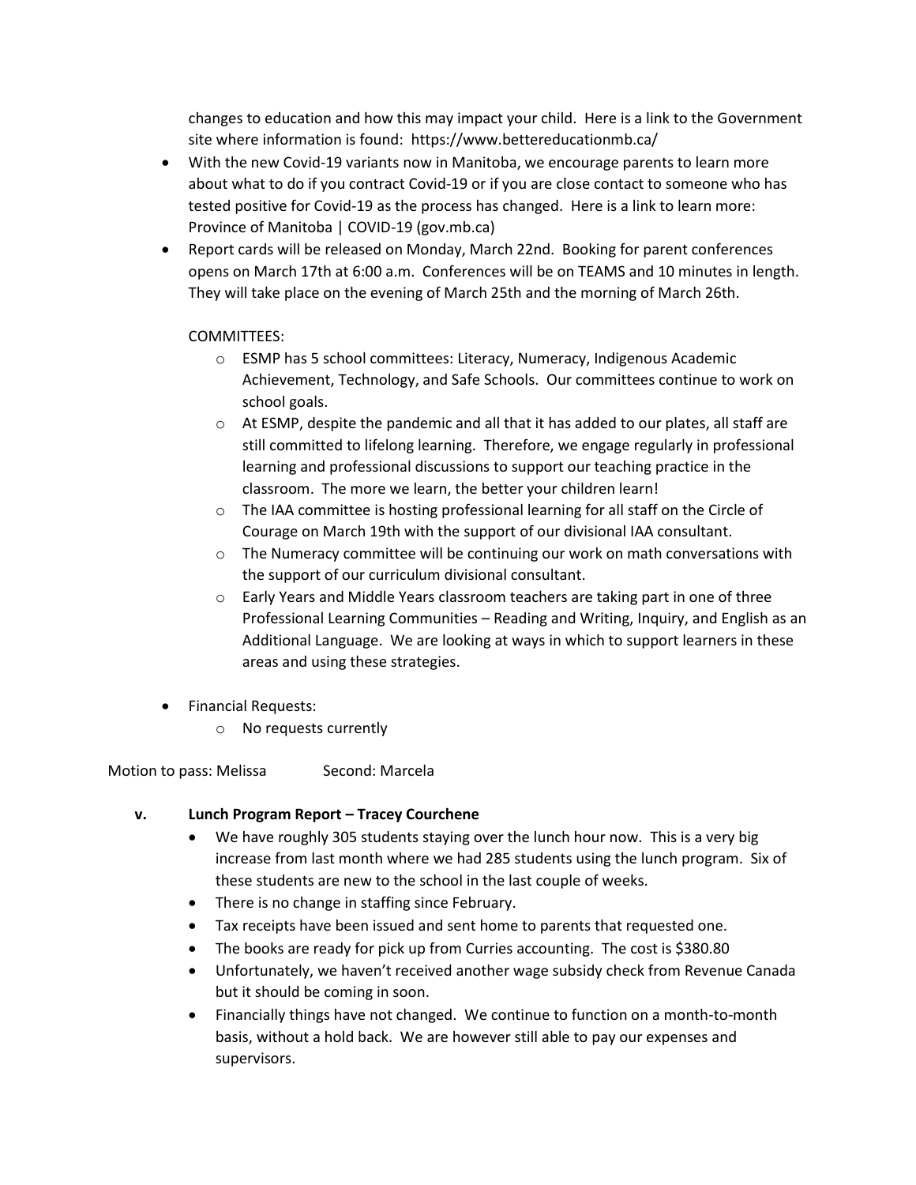changes to education and how this may impact your child. Here is a link to the Government site where information is found: https://www.bettereducationmb.ca/

- With the new Covid-19 variants now in Manitoba, we encourage parents to learn more about what to do if you contract Covid-19 or if you are close contact to someone who has tested positive for Covid-19 as the process has changed. Here is a link to learn more: Province of Manitoba | COVID-19 (gov.mb.ca)
- Report cards will be released on Monday, March 22nd. Booking for parent conferences opens on March 17th at 6:00 a.m. Conferences will be on TEAMS and 10 minutes in length. They will take place on the evening of March 25th and the morning of March 26th.

  COMMITTEES:
  - ESMP has 5 school committees: Literacy, Numeracy, Indigenous Academic Achievement, Technology, and Safe Schools. Our committees continue to work on school goals.
  - At ESMP, despite the pandemic and all that it has added to our plates, all staff are still committed to lifelong learning. Therefore, we engage regularly in professional learning and professional discussions to support our teaching practice in the classroom. The more we learn, the better your children learn!
  - The IAA committee is hosting professional learning for all staff on the Circle of Courage on March 19th with the support of our divisional IAA consultant.
  - The Numeracy committee will be continuing our work on math conversations with the support of our curriculum divisional consultant.
  - Early Years and Middle Years classroom teachers are taking part in one of three Professional Learning Communities – Reading and Writing, Inquiry, and English as an Additional Language. We are looking at ways in which to support learners in these areas and using these strategies.

- Financial Requests:
  - No requests currently

Motion to pass: Melissa Second: Marcela

**v. Lunch Program Report – Tracey Courchene**

- We have roughly 305 students staying over the lunch hour now. This is a very big increase from last month where we had 285 students using the lunch program. Six of these students are new to the school in the last couple of weeks.
- There is no change in staffing since February.
- Tax receipts have been issued and sent home to parents that requested one.
- The books are ready for pick up from Curries accounting. The cost is $380.80
- Unfortunately, we haven't received another wage subsidy check from Revenue Canada but it should be coming in soon.
- Financially things have not changed. We continue to function on a month-to-month basis, without a hold back. We are however still able to pay our expenses and supervisors.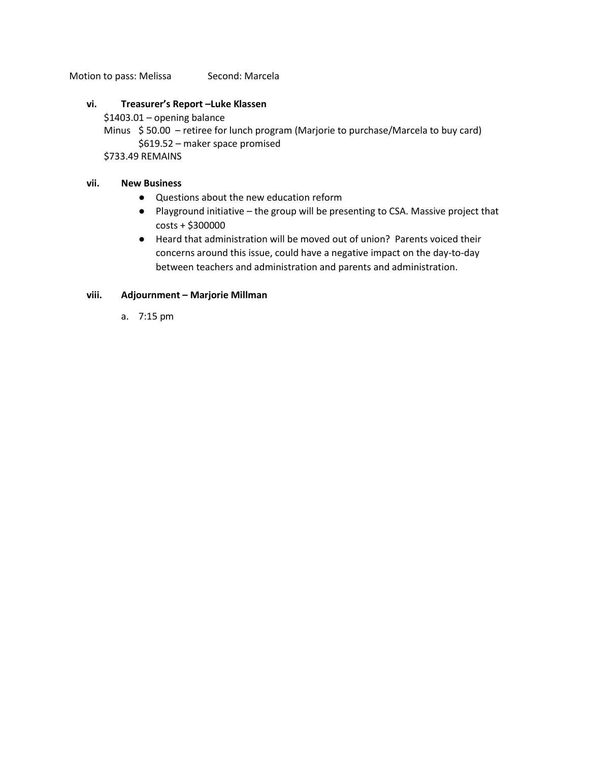Motion to pass: Melissa Second: Marcela

**vi. Treasurer's Report –Luke Klassen**

$1403.01 – opening balance

Minus $ 50.00 – retiree for lunch program (Marjorie to purchase/Marcela to buy card)

$619.52 – maker space promised

$733.49 REMAINS

**vii. New Business**

- Questions about the new education reform
- Playground initiative – the group will be presenting to CSA. Massive project that costs + $300000
- Heard that administration will be moved out of union? Parents voiced their concerns around this issue, could have a negative impact on the day-to-day between teachers and administration and parents and administration.

**viii. Adjournment – Marjorie Millman**

a. 7:15 pm